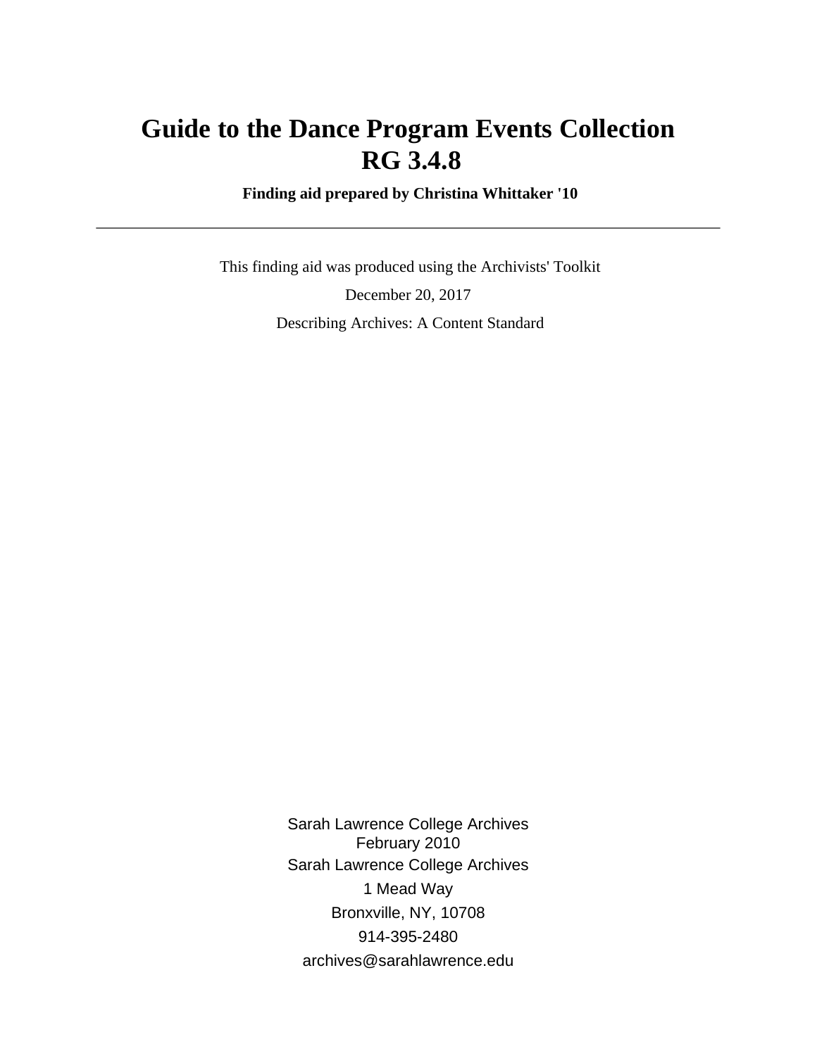# Guide to the Dance Program Events Collection
# RG 3.4.8

**Finding aid prepared by Christina Whittaker '10**

---

This finding aid was produced using the Archivists' Toolkit

December 20, 2017

Describing Archives: A Content Standard

Sarah Lawrence College Archives
February 2010
Sarah Lawrence College Archives
1 Mead Way
Bronxville, NY, 10708
914-395-2480
archives@sarahlawrence.edu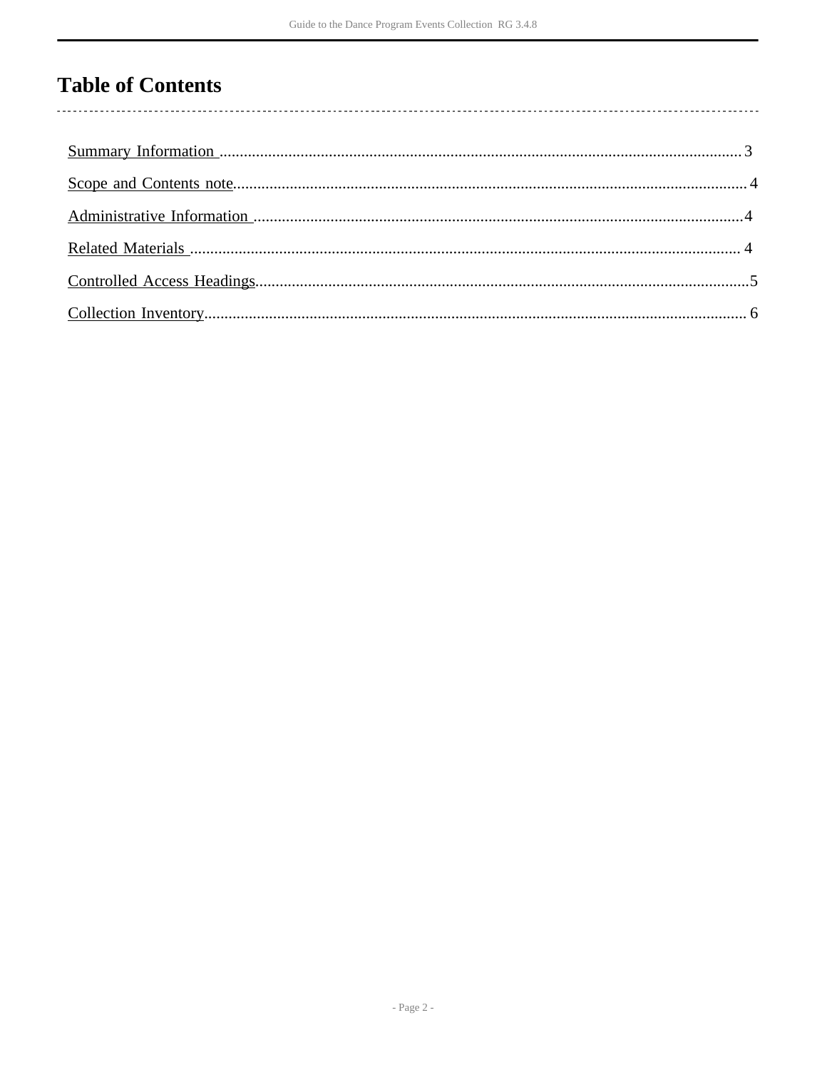# Table of Contents

- Summary Information ... 3
- Scope and Contents note ... 4
- Administrative Information ... 4
- Related Materials ... 4
- Controlled Access Headings ... 5
- Collection Inventory ... 6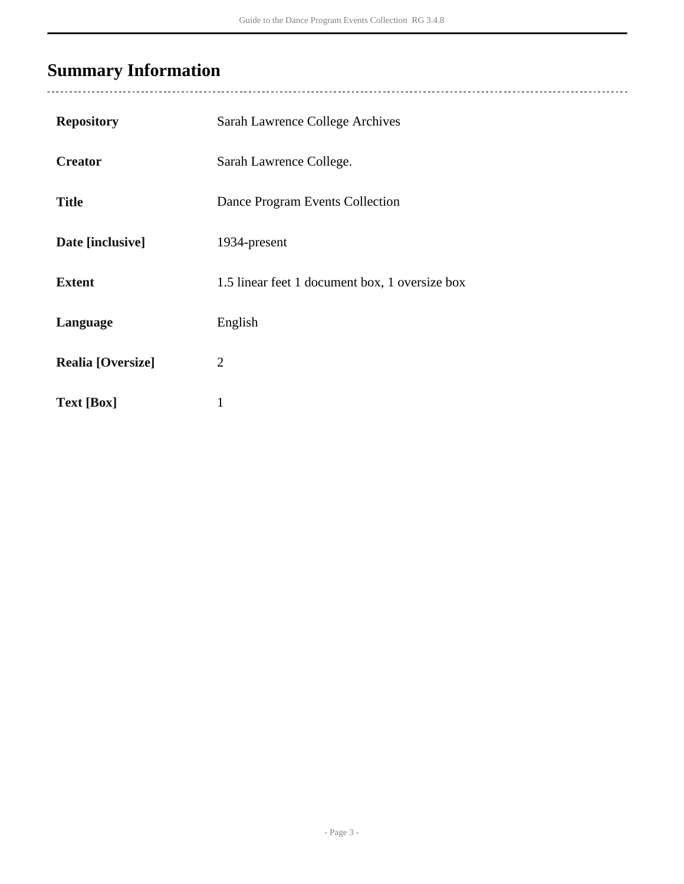## Summary Information

| | |
|---|---|
| **Repository** | Sarah Lawrence College Archives |
| **Creator** | Sarah Lawrence College. |
| **Title** | Dance Program Events Collection |
| **Date [inclusive]** | 1934-present |
| **Extent** | 1.5 linear feet 1 document box, 1 oversize box |
| **Language** | English |
| **Realia [Oversize]** | 2 |
| **Text [Box]** | 1 |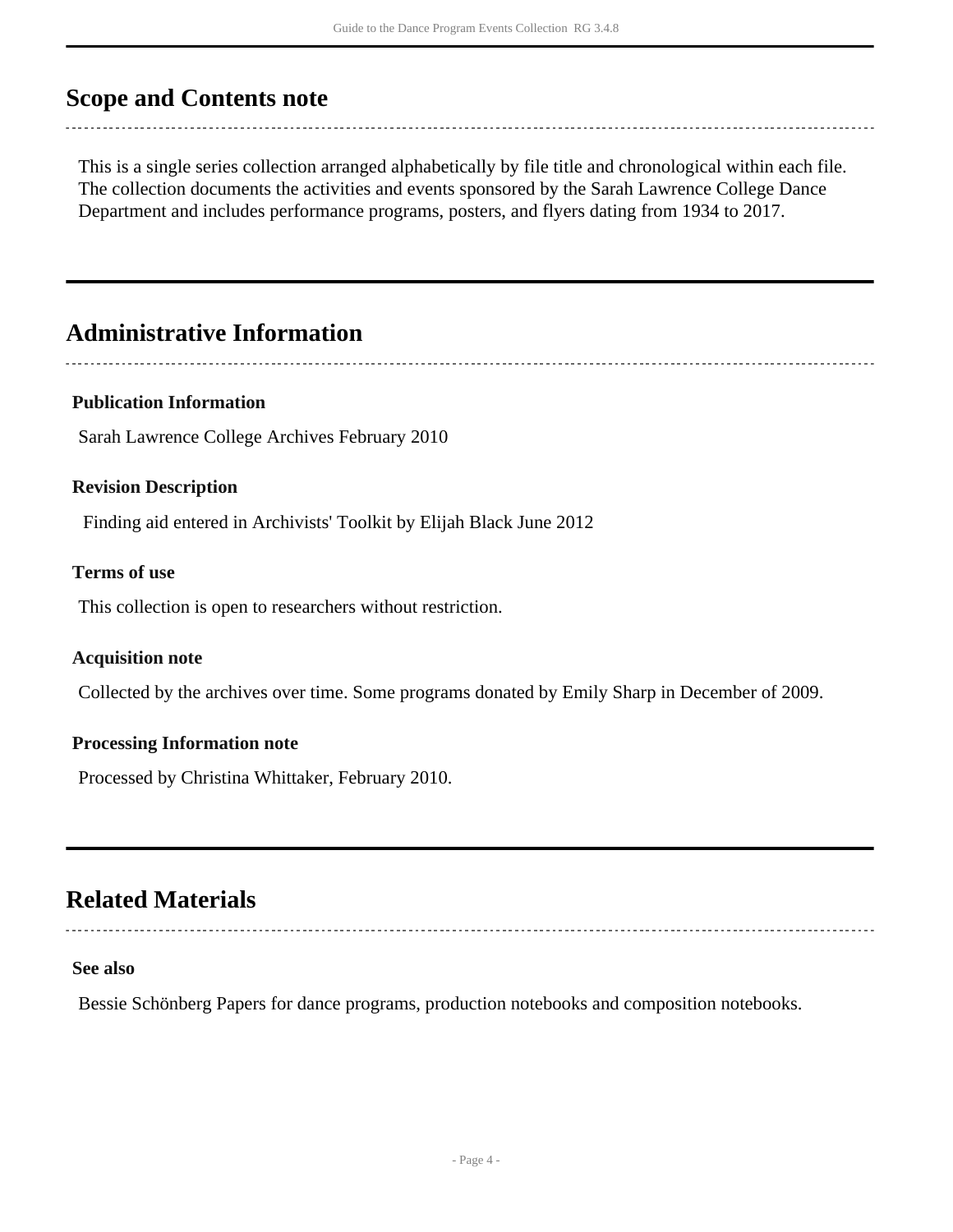## Scope and Contents note

This is a single series collection arranged alphabetically by file title and chronological within each file. The collection documents the activities and events sponsored by the Sarah Lawrence College Dance Department and includes performance programs, posters, and flyers dating from 1934 to 2017.

## Administrative Information

### Publication Information

Sarah Lawrence College Archives February 2010

### Revision Description

Finding aid entered in Archivists' Toolkit by Elijah Black June 2012

### Terms of use

This collection is open to researchers without restriction.

### Acquisition note

Collected by the archives over time. Some programs donated by Emily Sharp in December of 2009.

### Processing Information note

Processed by Christina Whittaker, February 2010.

## Related Materials

### See also

Bessie Schönberg Papers for dance programs, production notebooks and composition notebooks.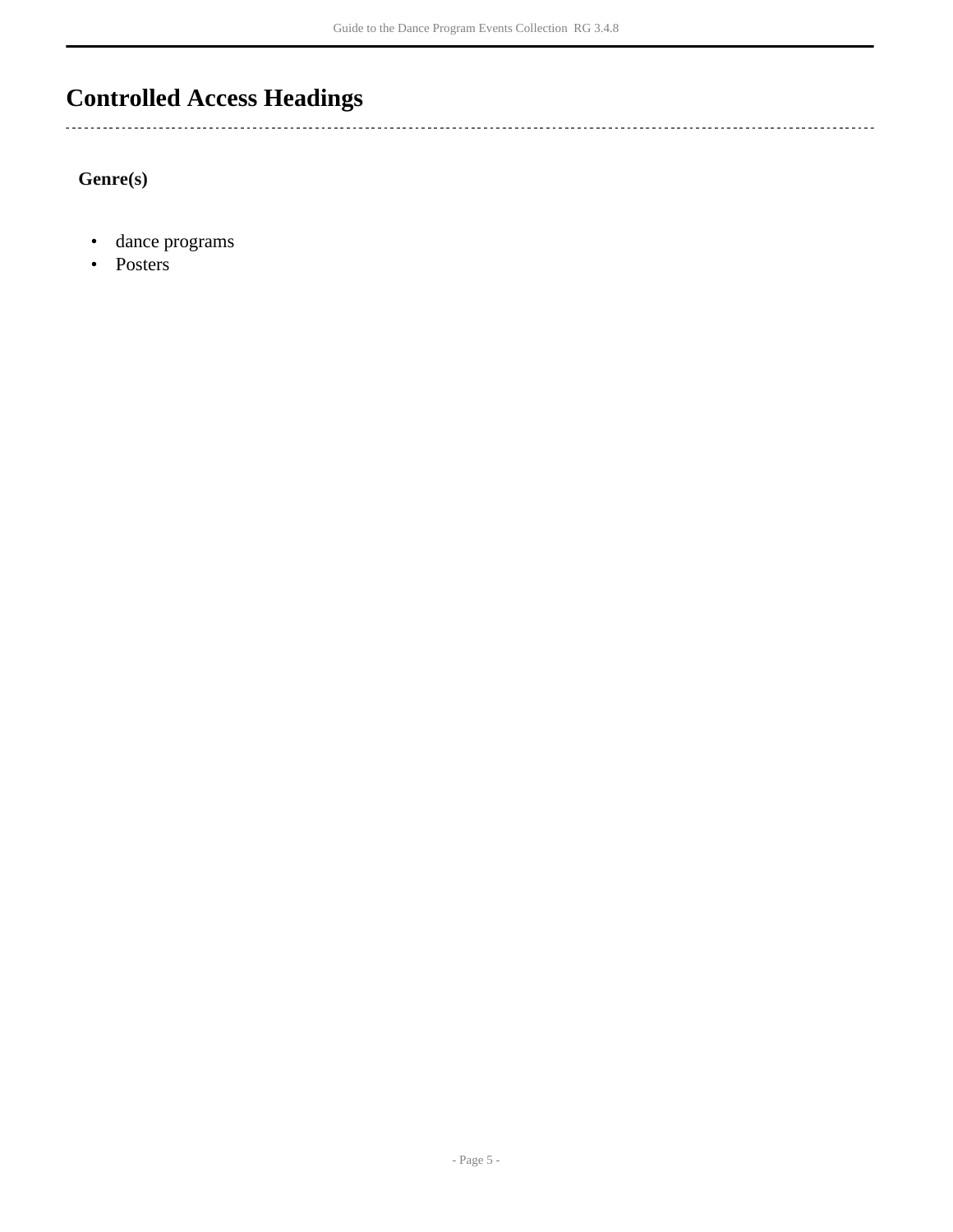# Controlled Access Headings

**Genre(s)**

- dance programs
- Posters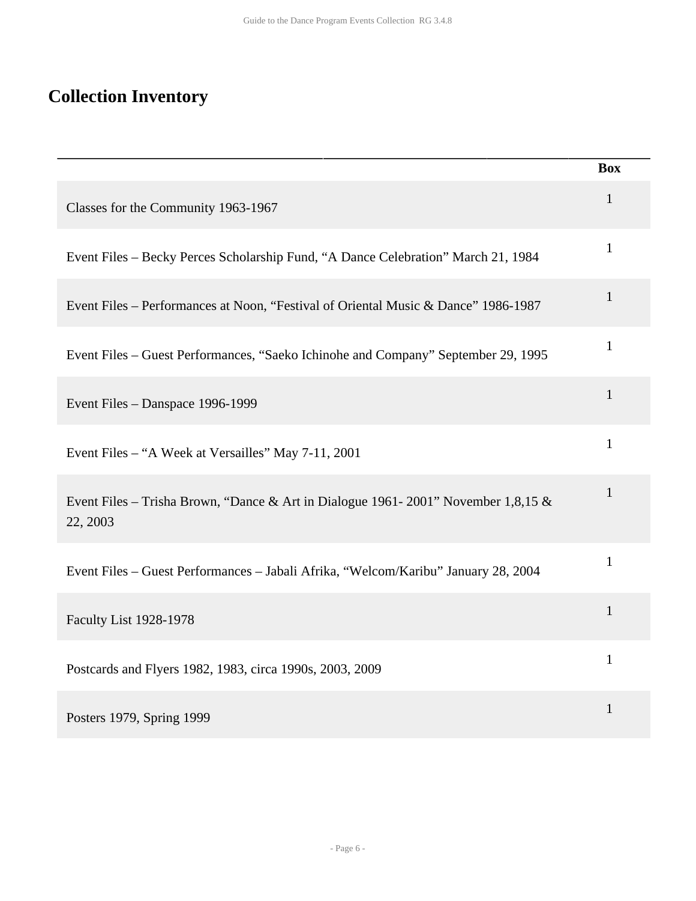## Collection Inventory

| | Box |
|---|---|
| Classes for the Community 1963-1967 | 1 |
| Event Files – Becky Perces Scholarship Fund, “A Dance Celebration” March 21, 1984 | 1 |
| Event Files – Performances at Noon, “Festival of Oriental Music & Dance” 1986-1987 | 1 |
| Event Files – Guest Performances, “Saeko Ichinohe and Company” September 29, 1995 | 1 |
| Event Files – Danspace 1996-1999 | 1 |
| Event Files – “A Week at Versailles” May 7-11, 2001 | 1 |
| Event Files – Trisha Brown, “Dance & Art in Dialogue 1961- 2001” November 1,8,15 & 22, 2003 | 1 |
| Event Files – Guest Performances – Jabali Afrika, “Welcom/Karibu” January 28, 2004 | 1 |
| Faculty List 1928-1978 | 1 |
| Postcards and Flyers 1982, 1983, circa 1990s, 2003, 2009 | 1 |
| Posters 1979, Spring 1999 | 1 |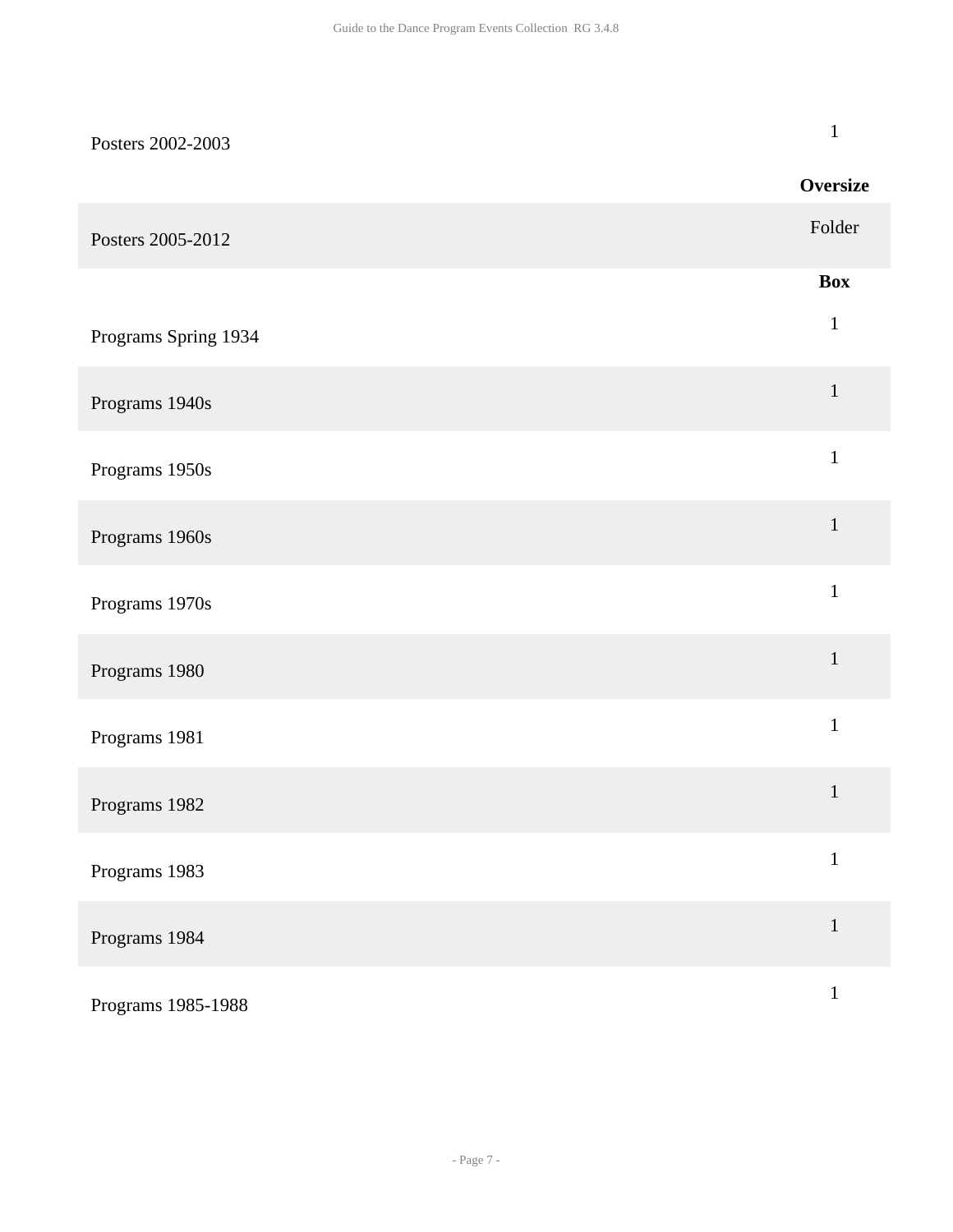| | |
|---|---|
| Posters 2002-2003 | 1 |
| | **Oversize** |
| Posters 2005-2012 | Folder |
| | **Box** |
| Programs Spring 1934 | 1 |
| Programs 1940s | 1 |
| Programs 1950s | 1 |
| Programs 1960s | 1 |
| Programs 1970s | 1 |
| Programs 1980 | 1 |
| Programs 1981 | 1 |
| Programs 1982 | 1 |
| Programs 1983 | 1 |
| Programs 1984 | 1 |
| Programs 1985-1988 | 1 |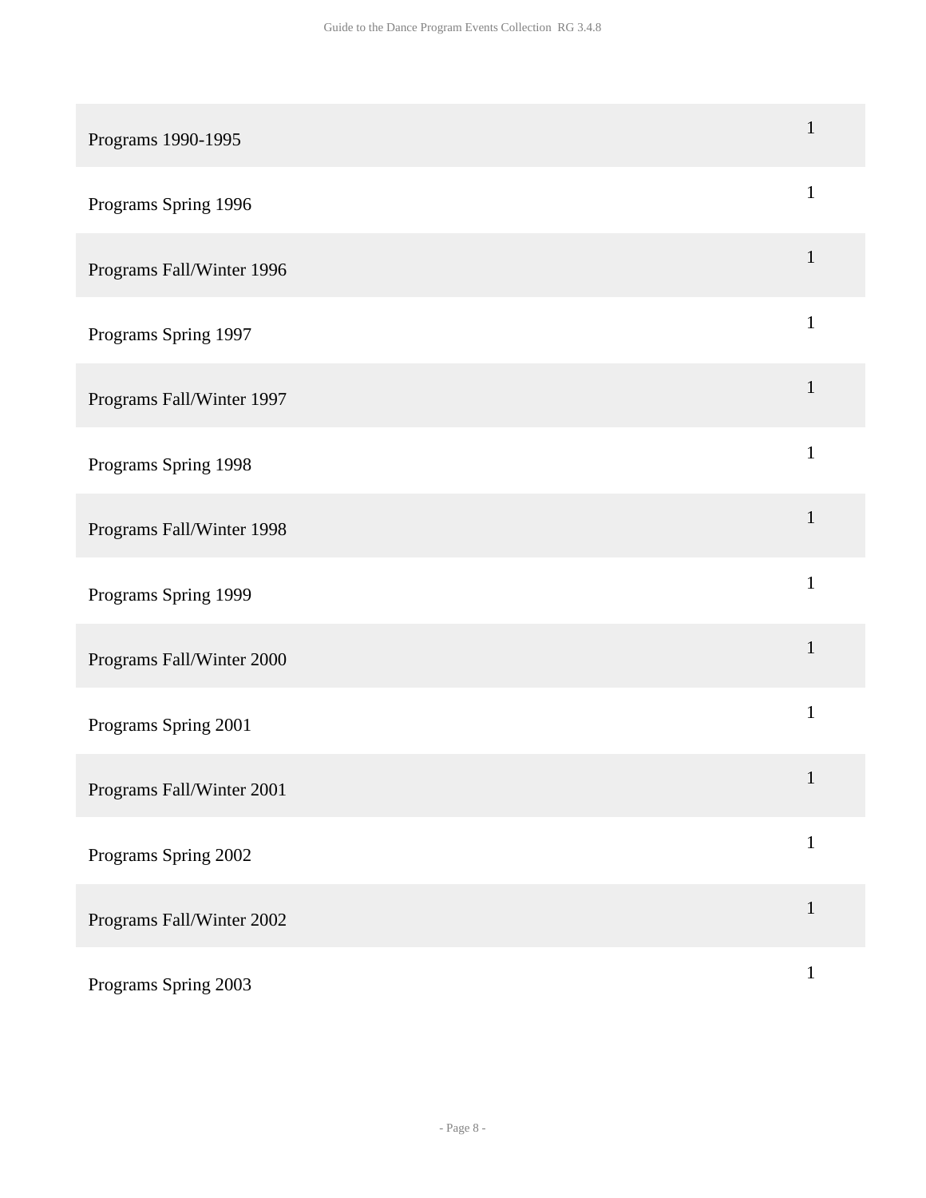| | |
|---|---|
| Programs 1990-1995 | 1 |
| Programs Spring 1996 | 1 |
| Programs Fall/Winter 1996 | 1 |
| Programs Spring 1997 | 1 |
| Programs Fall/Winter 1997 | 1 |
| Programs Spring 1998 | 1 |
| Programs Fall/Winter 1998 | 1 |
| Programs Spring 1999 | 1 |
| Programs Fall/Winter 2000 | 1 |
| Programs Spring 2001 | 1 |
| Programs Fall/Winter 2001 | 1 |
| Programs Spring 2002 | 1 |
| Programs Fall/Winter 2002 | 1 |
| Programs Spring 2003 | 1 |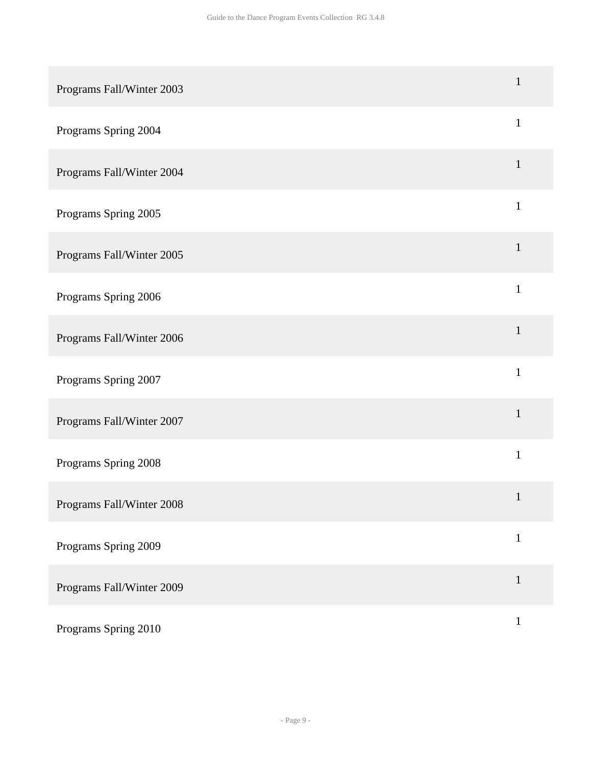| | |
|---|---|
| Programs Fall/Winter 2003 | 1 |
| Programs Spring 2004 | 1 |
| Programs Fall/Winter 2004 | 1 |
| Programs Spring 2005 | 1 |
| Programs Fall/Winter 2005 | 1 |
| Programs Spring 2006 | 1 |
| Programs Fall/Winter 2006 | 1 |
| Programs Spring 2007 | 1 |
| Programs Fall/Winter 2007 | 1 |
| Programs Spring 2008 | 1 |
| Programs Fall/Winter 2008 | 1 |
| Programs Spring 2009 | 1 |
| Programs Fall/Winter 2009 | 1 |
| Programs Spring 2010 | 1 |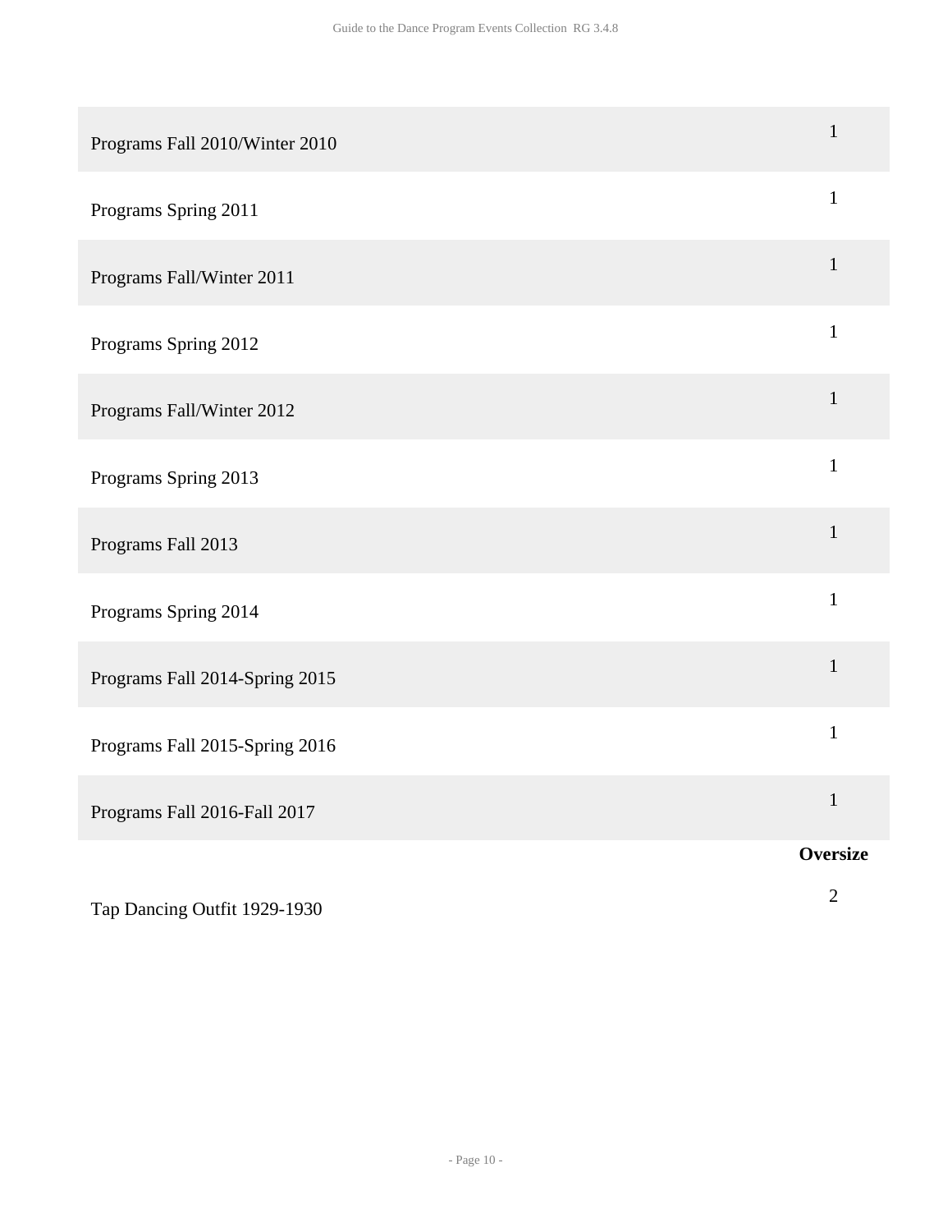| | |
|---|---|
| Programs Fall 2010/Winter 2010 | 1 |
| Programs Spring 2011 | 1 |
| Programs Fall/Winter 2011 | 1 |
| Programs Spring 2012 | 1 |
| Programs Fall/Winter 2012 | 1 |
| Programs Spring 2013 | 1 |
| Programs Fall 2013 | 1 |
| Programs Spring 2014 | 1 |
| Programs Fall 2014-Spring 2015 | 1 |
| Programs Fall 2015-Spring 2016 | 1 |
| Programs Fall 2016-Fall 2017 | 1 |
| | **Oversize** |
| Tap Dancing Outfit 1929-1930 | 2 |